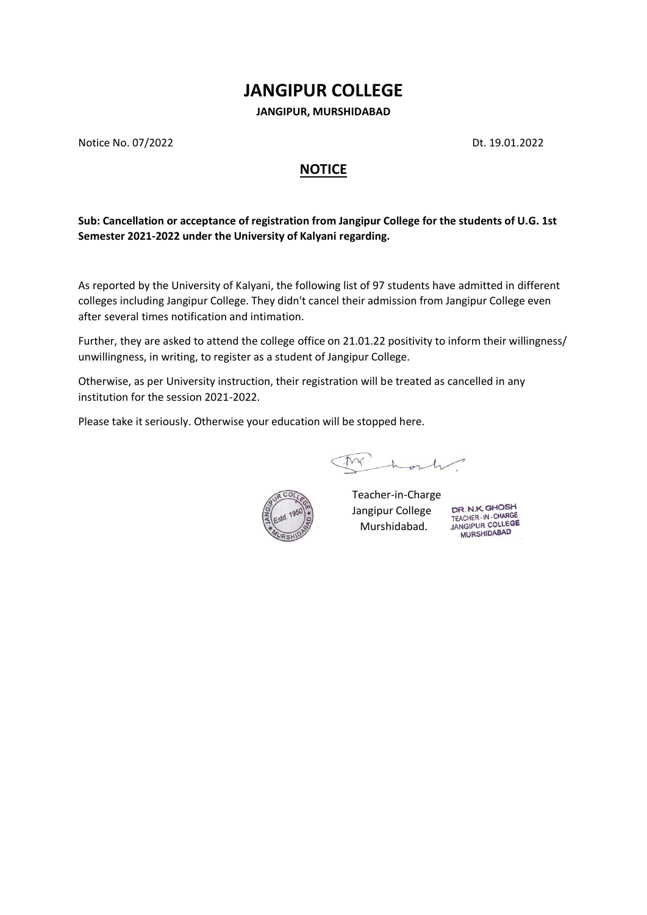# JANGIPUR COLLEGE

**JANGIPUR, MURSHIDABAD**

Notice No. 07/2022 Dt. 19.01.2022

## NOTICE

**Sub: Cancellation or acceptance of registration from Jangipur College for the students of U.G. 1st Semester 2021-2022 under the University of Kalyani regarding.**

As reported by the University of Kalyani, the following list of 97 students have admitted in different colleges including Jangipur College. They didn't cancel their admission from Jangipur College even after several times notification and intimation.

Further, they are asked to attend the college office on 21.01.22 positivity to inform their willingness/ unwillingness, in writing, to register as a student of Jangipur College.

Otherwise, as per University instruction, their registration will be treated as cancelled in any institution for the session 2021-2022.

Please take it seriously. Otherwise your education will be stopped here.

Teacher-in-Charge
Jangipur College
Murshidabad.

DR. N.K. GHOSH
TEACHER - IN - CHARGE
JANGIPUR COLLEGE
MURSHIDABAD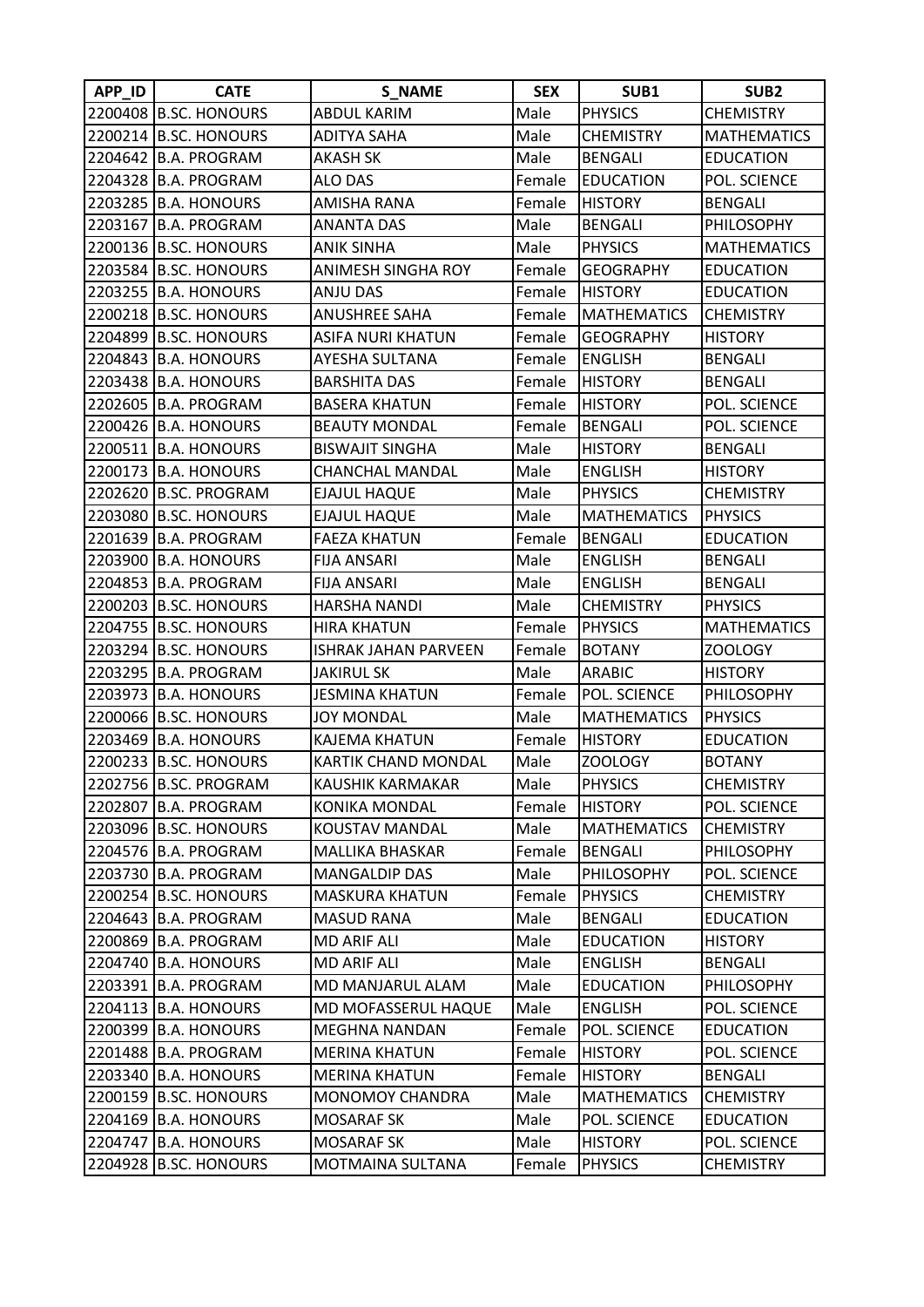| APP_ID | CATE | S_NAME | SEX | SUB1 | SUB2 |
|---|---|---|---|---|---|
| 2200408 | B.SC. HONOURS | ABDUL KARIM | Male | PHYSICS | CHEMISTRY |
| 2200214 | B.SC. HONOURS | ADITYA SAHA | Male | CHEMISTRY | MATHEMATICS |
| 2204642 | B.A. PROGRAM | AKASH SK | Male | BENGALI | EDUCATION |
| 2204328 | B.A. PROGRAM | ALO DAS | Female | EDUCATION | POL. SCIENCE |
| 2203285 | B.A. HONOURS | AMISHA RANA | Female | HISTORY | BENGALI |
| 2203167 | B.A. PROGRAM | ANANTA DAS | Male | BENGALI | PHILOSOPHY |
| 2200136 | B.SC. HONOURS | ANIK SINHA | Male | PHYSICS | MATHEMATICS |
| 2203584 | B.SC. HONOURS | ANIMESH SINGHA ROY | Female | GEOGRAPHY | EDUCATION |
| 2203255 | B.A. HONOURS | ANJU DAS | Female | HISTORY | EDUCATION |
| 2200218 | B.SC. HONOURS | ANUSHREE SAHA | Female | MATHEMATICS | CHEMISTRY |
| 2204899 | B.SC. HONOURS | ASIFA NURI KHATUN | Female | GEOGRAPHY | HISTORY |
| 2204843 | B.A. HONOURS | AYESHA SULTANA | Female | ENGLISH | BENGALI |
| 2203438 | B.A. HONOURS | BARSHITA DAS | Female | HISTORY | BENGALI |
| 2202605 | B.A. PROGRAM | BASERA KHATUN | Female | HISTORY | POL. SCIENCE |
| 2200426 | B.A. HONOURS | BEAUTY MONDAL | Female | BENGALI | POL. SCIENCE |
| 2200511 | B.A. HONOURS | BISWAJIT SINGHA | Male | HISTORY | BENGALI |
| 2200173 | B.A. HONOURS | CHANCHAL MANDAL | Male | ENGLISH | HISTORY |
| 2202620 | B.SC. PROGRAM | EJAJUL HAQUE | Male | PHYSICS | CHEMISTRY |
| 2203080 | B.SC. HONOURS | EJAJUL HAQUE | Male | MATHEMATICS | PHYSICS |
| 2201639 | B.A. PROGRAM | FAEZA KHATUN | Female | BENGALI | EDUCATION |
| 2203900 | B.A. HONOURS | FIJA ANSARI | Male | ENGLISH | BENGALI |
| 2204853 | B.A. PROGRAM | FIJA ANSARI | Male | ENGLISH | BENGALI |
| 2200203 | B.SC. HONOURS | HARSHA NANDI | Male | CHEMISTRY | PHYSICS |
| 2204755 | B.SC. HONOURS | HIRA KHATUN | Female | PHYSICS | MATHEMATICS |
| 2203294 | B.SC. HONOURS | ISHRAK JAHAN PARVEEN | Female | BOTANY | ZOOLOGY |
| 2203295 | B.A. PROGRAM | JAKIRUL SK | Male | ARABIC | HISTORY |
| 2203973 | B.A. HONOURS | JESMINA KHATUN | Female | POL. SCIENCE | PHILOSOPHY |
| 2200066 | B.SC. HONOURS | JOY MONDAL | Male | MATHEMATICS | PHYSICS |
| 2203469 | B.A. HONOURS | KAJEMA KHATUN | Female | HISTORY | EDUCATION |
| 2200233 | B.SC. HONOURS | KARTIK CHAND MONDAL | Male | ZOOLOGY | BOTANY |
| 2202756 | B.SC. PROGRAM | KAUSHIK KARMAKAR | Male | PHYSICS | CHEMISTRY |
| 2202807 | B.A. PROGRAM | KONIKA MONDAL | Female | HISTORY | POL. SCIENCE |
| 2203096 | B.SC. HONOURS | KOUSTAV MANDAL | Male | MATHEMATICS | CHEMISTRY |
| 2204576 | B.A. PROGRAM | MALLIKA BHASKAR | Female | BENGALI | PHILOSOPHY |
| 2203730 | B.A. PROGRAM | MANGALDIP DAS | Male | PHILOSOPHY | POL. SCIENCE |
| 2200254 | B.SC. HONOURS | MASKURA KHATUN | Female | PHYSICS | CHEMISTRY |
| 2204643 | B.A. PROGRAM | MASUD RANA | Male | BENGALI | EDUCATION |
| 2200869 | B.A. PROGRAM | MD ARIF ALI | Male | EDUCATION | HISTORY |
| 2204740 | B.A. HONOURS | MD ARIF ALI | Male | ENGLISH | BENGALI |
| 2203391 | B.A. PROGRAM | MD MANJARUL ALAM | Male | EDUCATION | PHILOSOPHY |
| 2204113 | B.A. HONOURS | MD MOFASSERUL HAQUE | Male | ENGLISH | POL. SCIENCE |
| 2200399 | B.A. HONOURS | MEGHNA NANDAN | Female | POL. SCIENCE | EDUCATION |
| 2201488 | B.A. PROGRAM | MERINA KHATUN | Female | HISTORY | POL. SCIENCE |
| 2203340 | B.A. HONOURS | MERINA KHATUN | Female | HISTORY | BENGALI |
| 2200159 | B.SC. HONOURS | MONOMOY CHANDRA | Male | MATHEMATICS | CHEMISTRY |
| 2204169 | B.A. HONOURS | MOSARAF SK | Male | POL. SCIENCE | EDUCATION |
| 2204747 | B.A. HONOURS | MOSARAF SK | Male | HISTORY | POL. SCIENCE |
| 2204928 | B.SC. HONOURS | MOTMAINA SULTANA | Female | PHYSICS | CHEMISTRY |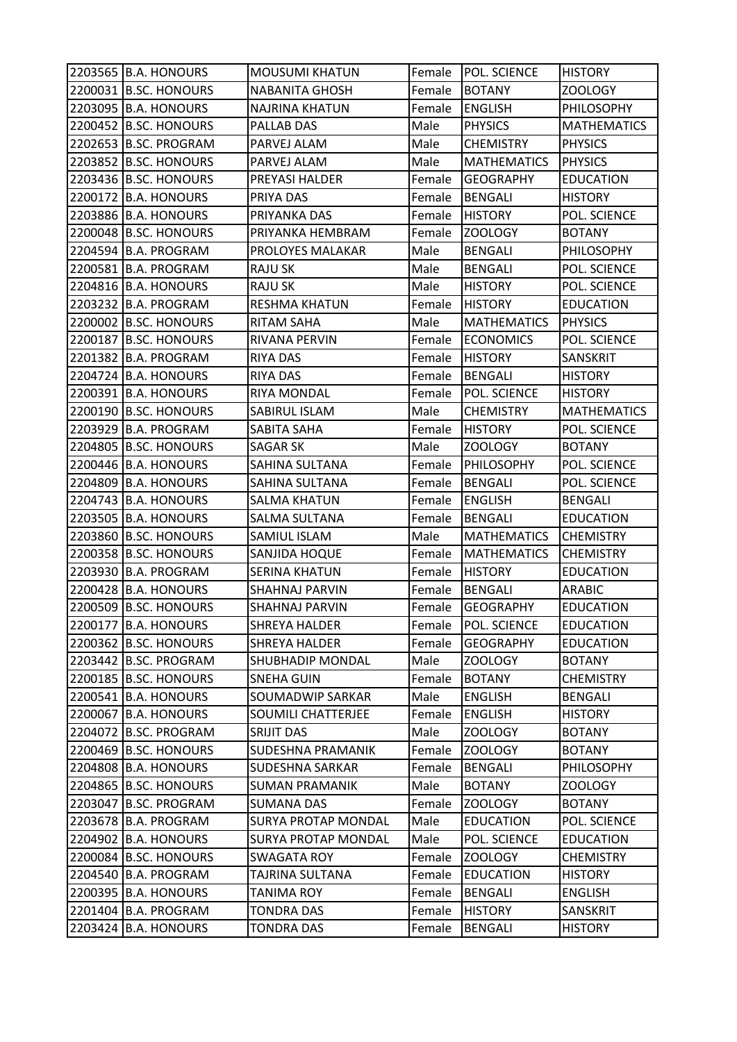| | | | | | |
|---|---|---|---|---|---|
| 2203565 | B.A. HONOURS | MOUSUMI KHATUN | Female | POL. SCIENCE | HISTORY |
| 2200031 | B.SC. HONOURS | NABANITA GHOSH | Female | BOTANY | ZOOLOGY |
| 2203095 | B.A. HONOURS | NAJRINA KHATUN | Female | ENGLISH | PHILOSOPHY |
| 2200452 | B.SC. HONOURS | PALLAB DAS | Male | PHYSICS | MATHEMATICS |
| 2202653 | B.SC. PROGRAM | PARVEJ ALAM | Male | CHEMISTRY | PHYSICS |
| 2203852 | B.SC. HONOURS | PARVEJ ALAM | Male | MATHEMATICS | PHYSICS |
| 2203436 | B.SC. HONOURS | PREYASI HALDER | Female | GEOGRAPHY | EDUCATION |
| 2200172 | B.A. HONOURS | PRIYA DAS | Female | BENGALI | HISTORY |
| 2203886 | B.A. HONOURS | PRIYANKA DAS | Female | HISTORY | POL. SCIENCE |
| 2200048 | B.SC. HONOURS | PRIYANKA HEMBRAM | Female | ZOOLOGY | BOTANY |
| 2204594 | B.A. PROGRAM | PROLOYES MALAKAR | Male | BENGALI | PHILOSOPHY |
| 2200581 | B.A. PROGRAM | RAJU SK | Male | BENGALI | POL. SCIENCE |
| 2204816 | B.A. HONOURS | RAJU SK | Male | HISTORY | POL. SCIENCE |
| 2203232 | B.A. PROGRAM | RESHMA KHATUN | Female | HISTORY | EDUCATION |
| 2200002 | B.SC. HONOURS | RITAM SAHA | Male | MATHEMATICS | PHYSICS |
| 2200187 | B.SC. HONOURS | RIVANA PERVIN | Female | ECONOMICS | POL. SCIENCE |
| 2201382 | B.A. PROGRAM | RIYA DAS | Female | HISTORY | SANSKRIT |
| 2204724 | B.A. HONOURS | RIYA DAS | Female | BENGALI | HISTORY |
| 2200391 | B.A. HONOURS | RIYA MONDAL | Female | POL. SCIENCE | HISTORY |
| 2200190 | B.SC. HONOURS | SABIRUL ISLAM | Male | CHEMISTRY | MATHEMATICS |
| 2203929 | B.A. PROGRAM | SABITA SAHA | Female | HISTORY | POL. SCIENCE |
| 2204805 | B.SC. HONOURS | SAGAR SK | Male | ZOOLOGY | BOTANY |
| 2200446 | B.A. HONOURS | SAHINA SULTANA | Female | PHILOSOPHY | POL. SCIENCE |
| 2204809 | B.A. HONOURS | SAHINA SULTANA | Female | BENGALI | POL. SCIENCE |
| 2204743 | B.A. HONOURS | SALMA KHATUN | Female | ENGLISH | BENGALI |
| 2203505 | B.A. HONOURS | SALMA SULTANA | Female | BENGALI | EDUCATION |
| 2203860 | B.SC. HONOURS | SAMIUL ISLAM | Male | MATHEMATICS | CHEMISTRY |
| 2200358 | B.SC. HONOURS | SANJIDA HOQUE | Female | MATHEMATICS | CHEMISTRY |
| 2203930 | B.A. PROGRAM | SERINA KHATUN | Female | HISTORY | EDUCATION |
| 2200428 | B.A. HONOURS | SHAHNAJ PARVIN | Female | BENGALI | ARABIC |
| 2200509 | B.SC. HONOURS | SHAHNAJ PARVIN | Female | GEOGRAPHY | EDUCATION |
| 2200177 | B.A. HONOURS | SHREYA HALDER | Female | POL. SCIENCE | EDUCATION |
| 2200362 | B.SC. HONOURS | SHREYA HALDER | Female | GEOGRAPHY | EDUCATION |
| 2203442 | B.SC. PROGRAM | SHUBHADIP MONDAL | Male | ZOOLOGY | BOTANY |
| 2200185 | B.SC. HONOURS | SNEHA GUIN | Female | BOTANY | CHEMISTRY |
| 2200541 | B.A. HONOURS | SOUMADWIP SARKAR | Male | ENGLISH | BENGALI |
| 2200067 | B.A. HONOURS | SOUMILI CHATTERJEE | Female | ENGLISH | HISTORY |
| 2204072 | B.SC. PROGRAM | SRIJIT DAS | Male | ZOOLOGY | BOTANY |
| 2200469 | B.SC. HONOURS | SUDESHNA PRAMANIK | Female | ZOOLOGY | BOTANY |
| 2204808 | B.A. HONOURS | SUDESHNA SARKAR | Female | BENGALI | PHILOSOPHY |
| 2204865 | B.SC. HONOURS | SUMAN PRAMANIK | Male | BOTANY | ZOOLOGY |
| 2203047 | B.SC. PROGRAM | SUMANA DAS | Female | ZOOLOGY | BOTANY |
| 2203678 | B.A. PROGRAM | SURYA PROTAP MONDAL | Male | EDUCATION | POL. SCIENCE |
| 2204902 | B.A. HONOURS | SURYA PROTAP MONDAL | Male | POL. SCIENCE | EDUCATION |
| 2200084 | B.SC. HONOURS | SWAGATA ROY | Female | ZOOLOGY | CHEMISTRY |
| 2204540 | B.A. PROGRAM | TAJRINA SULTANA | Female | EDUCATION | HISTORY |
| 2200395 | B.A. HONOURS | TANIMA ROY | Female | BENGALI | ENGLISH |
| 2201404 | B.A. PROGRAM | TONDRA DAS | Female | HISTORY | SANSKRIT |
| 2203424 | B.A. HONOURS | TONDRA DAS | Female | BENGALI | HISTORY |